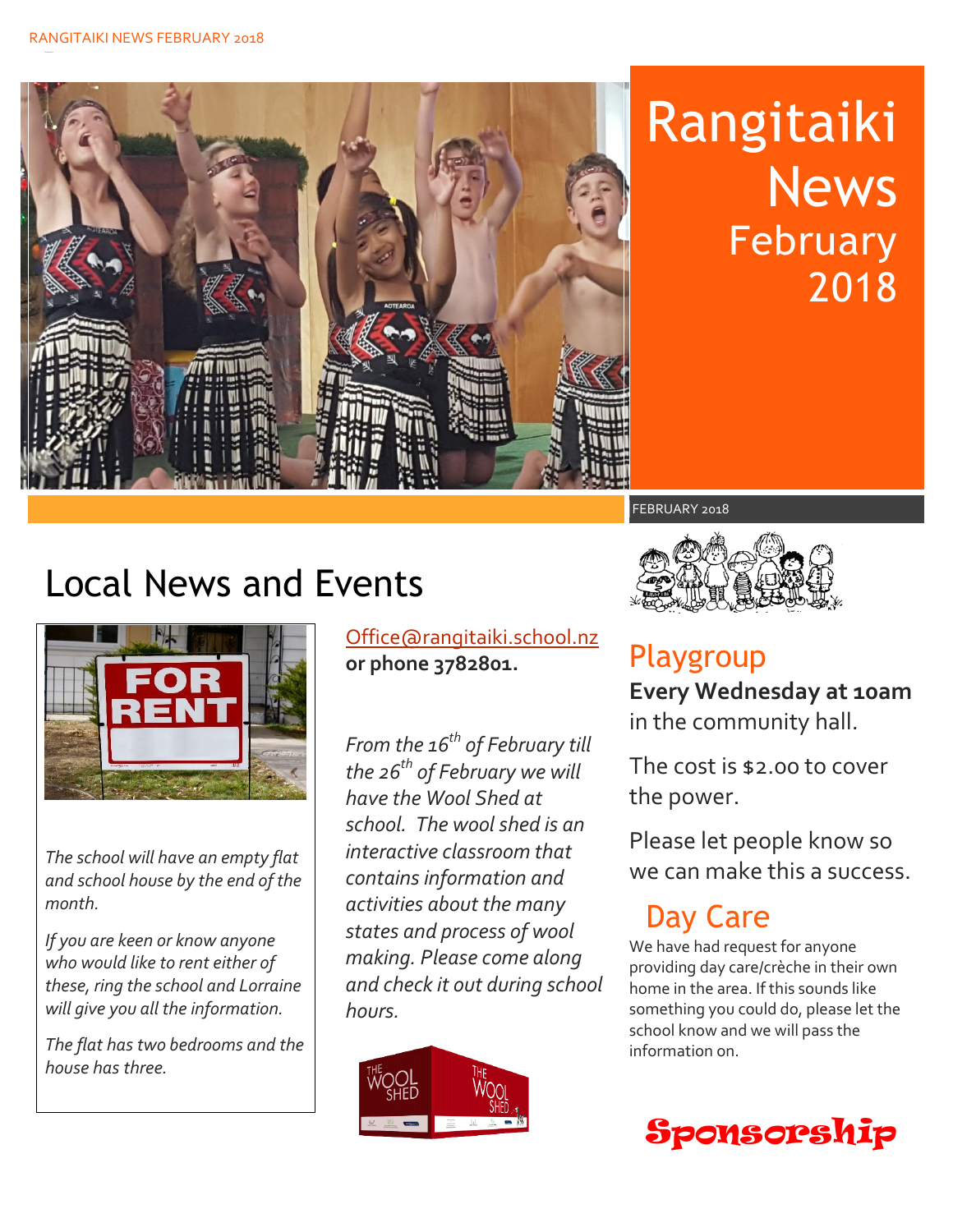# Rangitaiki News February 2018

FEBRUARY 2018

## Local News and Events

*The school will have an empty flat and school house by the end of the month.*

*If you are keen or know anyone who would like to rent either of these, ring the school and Lorraine will give you all the information.*

*The flat has two bedrooms and the house has three.*

Office@rangitaiki.school.nz **or phone 3782801.**

*From the 16th of February till the 26th of February we will have the Wool Shed at school. The wool shed is an interactive classroom that contains information and activities about the many states and process of wool making. Please come along and check it out during school hours.*

## Playgroup

**Every Wednesday at 10am** in the community hall.

The cost is $2.00 to cover the power.

Please let people know so we can make this a success.

## Day Care

We have had request for anyone providing day care/crèche in their own home in the area. If this sounds like something you could do, please let the school know and we will pass the information on.

## Sponsorship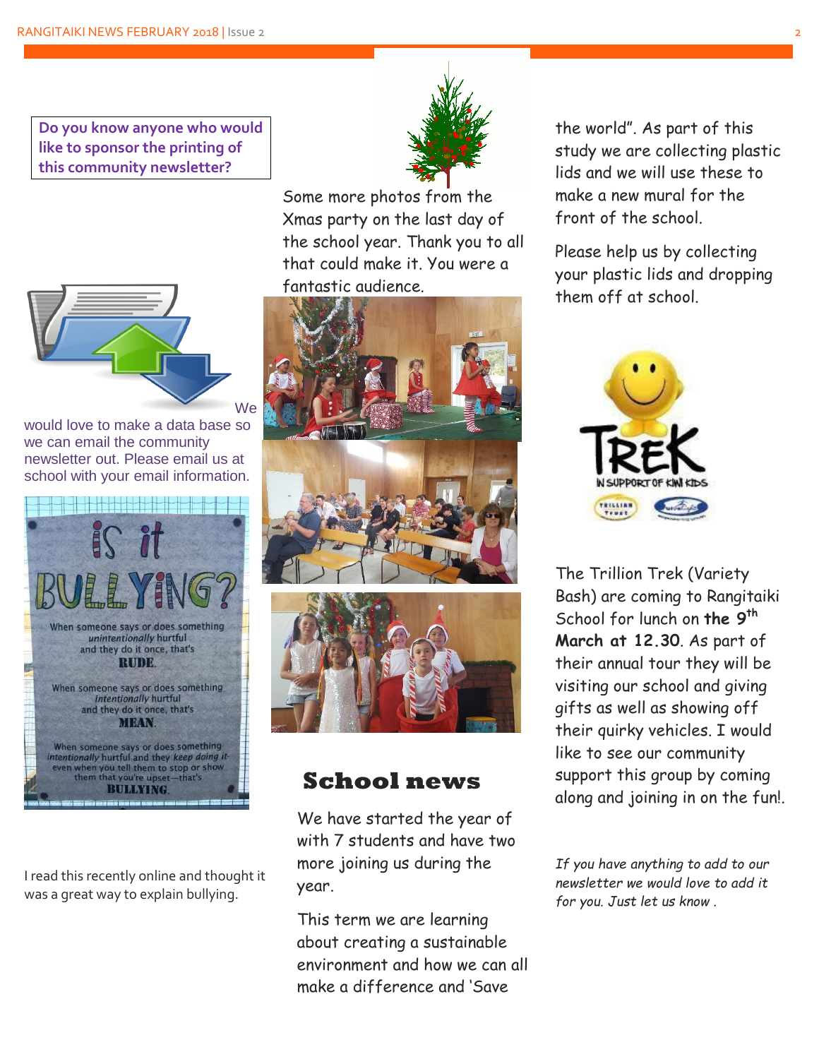**Do you know anyone who would like to sponsor the printing of this community newsletter?**

We would love to make a data base so we can email the community newsletter out. Please email us at school with your email information.

I read this recently online and thought it was a great way to explain bullying.

Some more photos from the Xmas party on the last day of the school year. Thank you to all that could make it. You were a fantastic audience.

## School news

We have started the year of with 7 students and have two more joining us during the year.

This term we are learning about creating a sustainable environment and how we can all make a difference and 'Save the world". As part of this study we are collecting plastic lids and we will use these to make a new mural for the front of the school.

Please help us by collecting your plastic lids and dropping them off at school.

The Trillion Trek (Variety Bash) are coming to Rangitaiki School for lunch on **the 9th March at 12.30**. As part of their annual tour they will be visiting our school and giving gifts as well as showing off their quirky vehicles. I would like to see our community support this group by coming along and joining in on the fun!.

*If you have anything to add to our newsletter we would love to add it for you. Just let us know .*